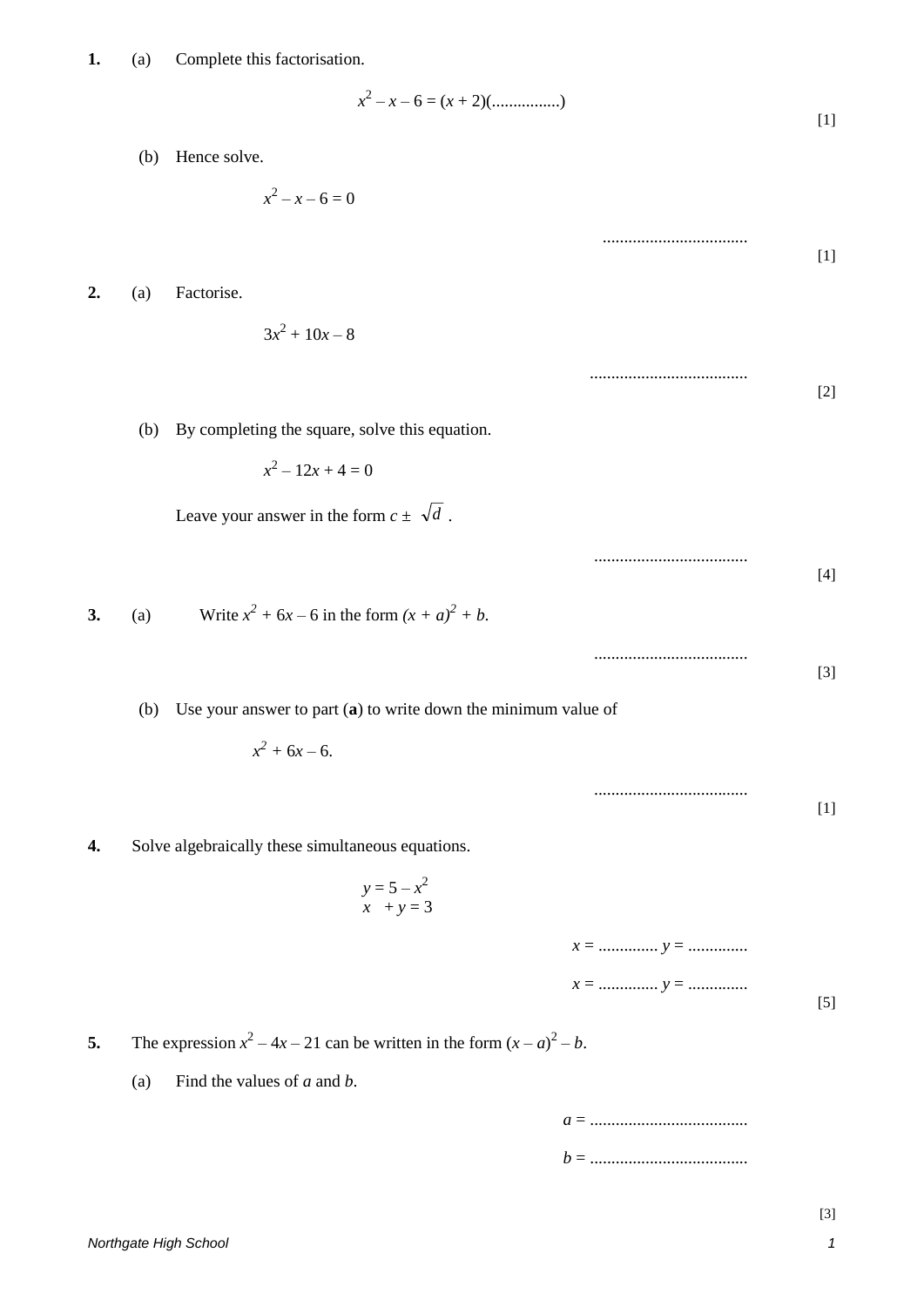**1.** (a) Complete this factorisation.

$$x^2 - x - 6 = (x + 2)(................)$$

[1]

(b) Hence solve.

$x^2 - x - 6 = 0$

..................................

[1]

**2.** (a) Factorise.

$3x^2 + 10x - 8$

.....................................

[2]

(b) By completing the square, solve this equation.

$x^2 - 12x + 4 = 0$

Leave your answer in the form $c \pm \sqrt{d}$ .

....................................

[4]

**3.** (a) Write $x^2 + 6x - 6$ in the form $(x + a)^2 + b$.

....................................

[3]

(b) Use your answer to part (**a**) to write down the minimum value of

$x^2 + 6x - 6$.

....................................

[1]

**4.** Solve algebraically these simultaneous equations.

$$y = 5 - x^2$$
$$x + y = 3$$

$x$ = .............. $y$ = ..............

$x$ = .............. $y$ = ..............

[5]

**5.** The expression $x^2 - 4x - 21$ can be written in the form $(x - a)^2 - b$.

(a) Find the values of $a$ and $b$.

$a$ = .....................................

$b$ = .....................................

[3]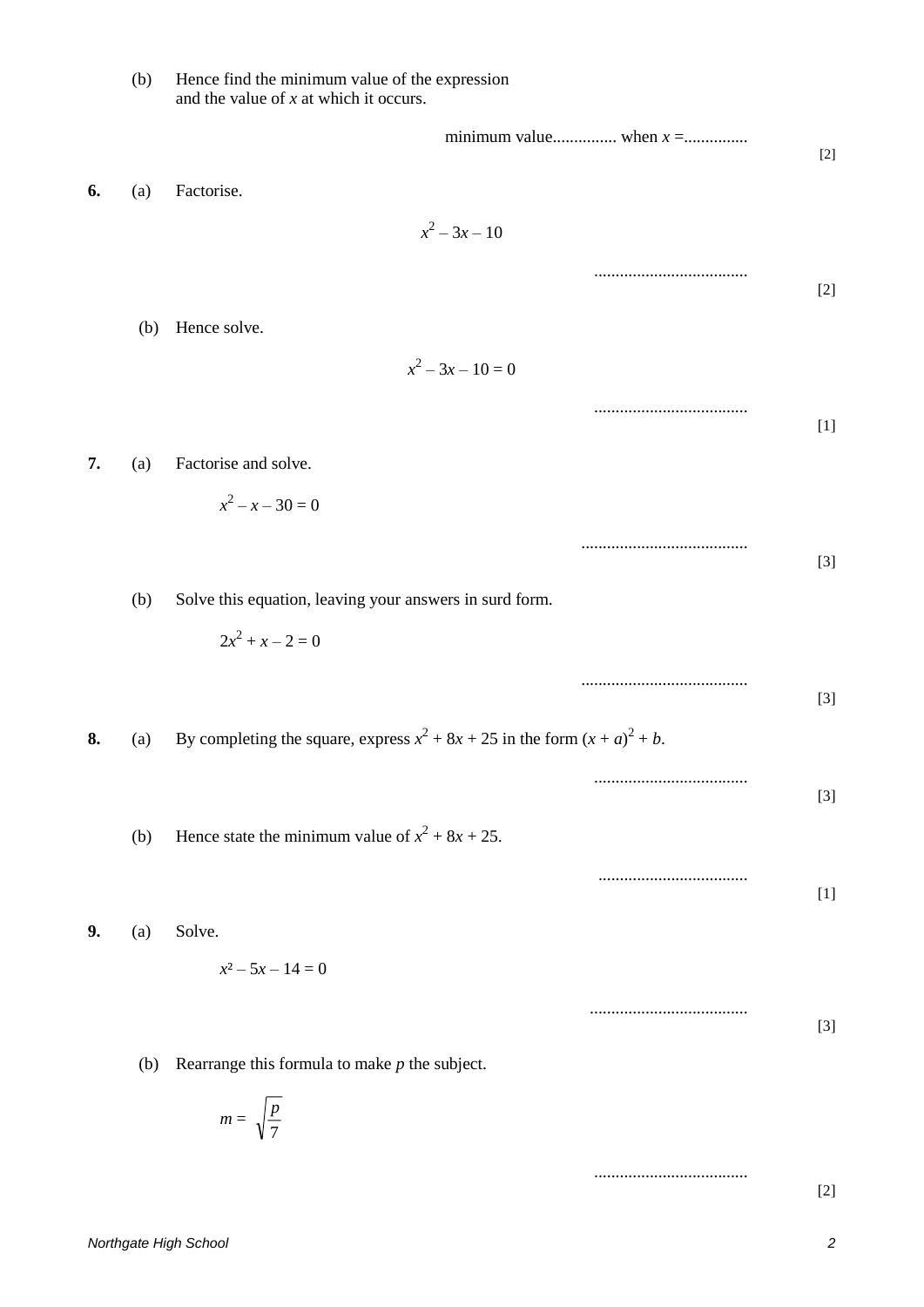(b) Hence find the minimum value of the expression and the value of $x$ at which it occurs.

minimum value............... when $x$ =...............

[2]

**6.** (a) Factorise.

$$x^2 - 3x - 10$$

....................................

[2]

(b) Hence solve.

$$x^2 - 3x - 10 = 0$$

....................................

[1]

**7.** (a) Factorise and solve.

$$x^2 - x - 30 = 0$$

.......................................

[3]

(b) Solve this equation, leaving your answers in surd form.

$$2x^2 + x - 2 = 0$$

.......................................

[3]

**8.** (a) By completing the square, express $x^2 + 8x + 25$ in the form $(x + a)^2 + b$.

....................................

[3]

(b) Hence state the minimum value of $x^2 + 8x + 25$.

...................................

[1]

**9.** (a) Solve.

$$x^2 - 5x - 14 = 0$$

.....................................

[3]

(b) Rearrange this formula to make $p$ the subject.

$$m = \sqrt{\frac{p}{7}}$$

....................................

[2]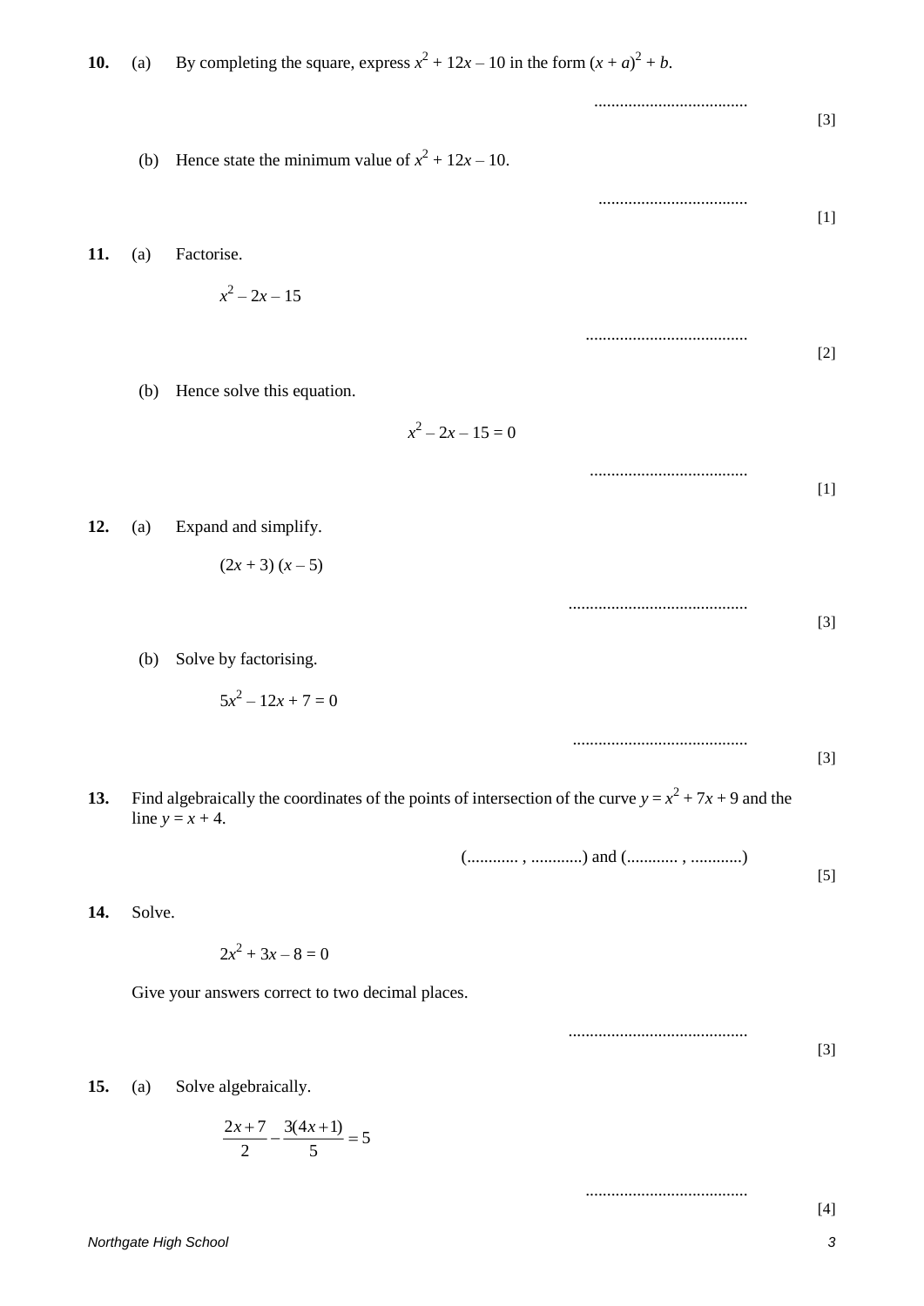**10.** (a) By completing the square, express $x^2 + 12x - 10$ in the form $(x + a)^2 + b$.

....................................

[3]

(b) Hence state the minimum value of $x^2 + 12x - 10$.

....................................

[1]

**11.** (a) Factorise.

$x^2 - 2x - 15$

....................................

[2]

(b) Hence solve this equation.

$$x^2 - 2x - 15 = 0$$

....................................

[1]

**12.** (a) Expand and simplify.

$(2x + 3)(x - 5)$

....................................

[3]

(b) Solve by factorising.

$5x^2 - 12x + 7 = 0$

....................................

[3]

**13.** Find algebraically the coordinates of the points of intersection of the curve $y = x^2 + 7x + 9$ and the line $y = x + 4$.

(............ , ............) and (............ , ............)

[5]

**14.** Solve.

$2x^2 + 3x - 8 = 0$

Give your answers correct to two decimal places.

....................................

[3]

**15.** (a) Solve algebraically.

$$\frac{2x+7}{2} - \frac{3(4x+1)}{5} = 5$$

....................................

[4]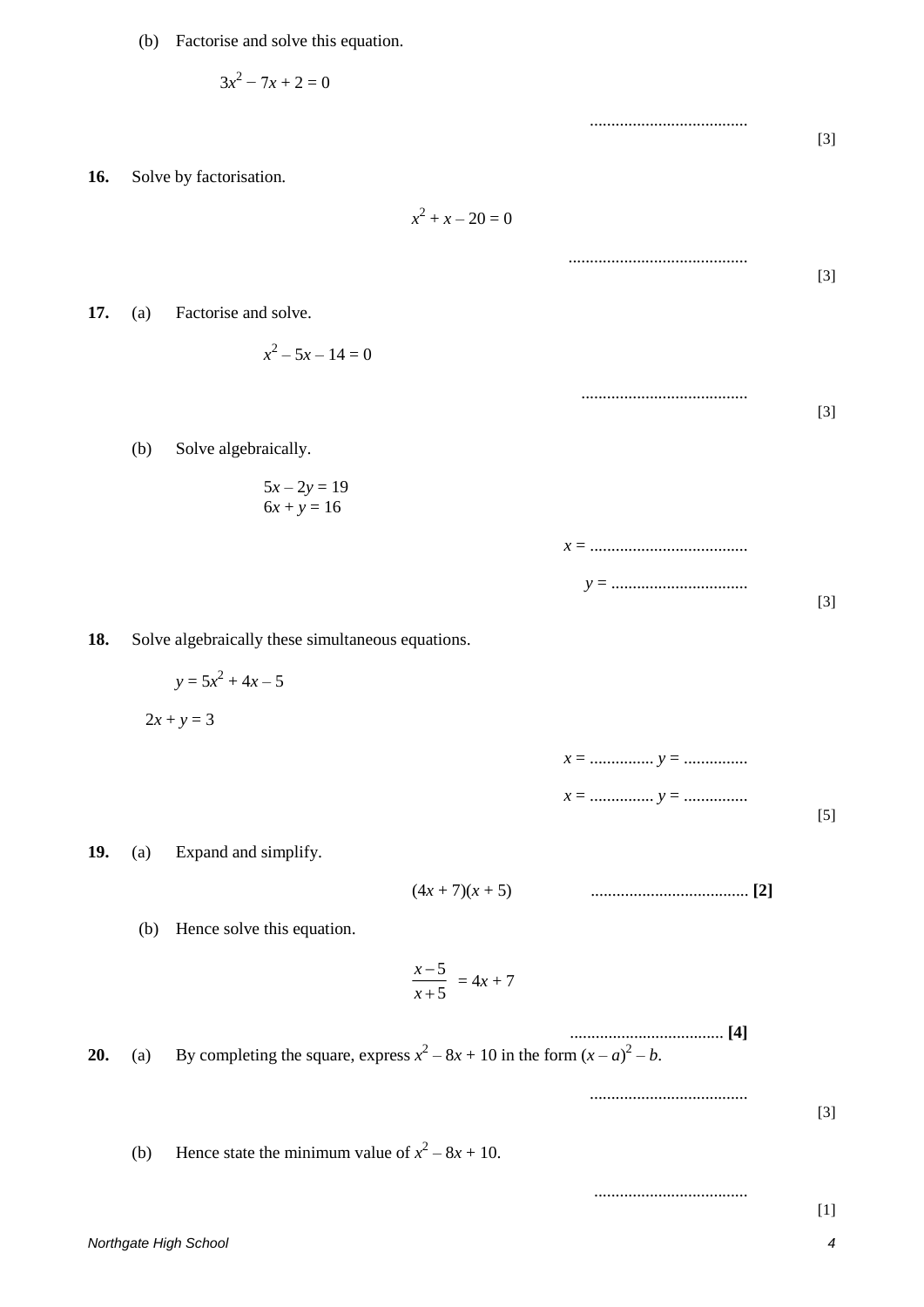(b) Factorise and solve this equation.

$$3x^2 - 7x + 2 = 0$$

....................................

[3]

**16.** Solve by factorisation.

$$x^2 + x - 20 = 0$$

..........................................

[3]

**17.** (a) Factorise and solve.

$$x^2 - 5x - 14 = 0$$

.......................................

[3]

(b) Solve algebraically.

$$5x - 2y = 19$$
$$6x + y = 16$$

$x$ = .....................................

$y$ = ................................

[3]

**18.** Solve algebraically these simultaneous equations.

$$y = 5x^2 + 4x - 5$$

$$2x + y = 3$$

$x$ = .............. $y$ = ..............

$x$ = .............. $y$ = ..............

[5]

**19.** (a) Expand and simplify.

$(4x + 7)(x + 5)$ ..................................... **[2]**

(b) Hence solve this equation.

$$\frac{x-5}{x+5} = 4x + 7$$

.................................... **[4]**

**20.** (a) By completing the square, express $x^2 - 8x + 10$ in the form $(x - a)^2 - b$.

.....................................

[3]

(b) Hence state the minimum value of $x^2 - 8x + 10$.

....................................

[1]